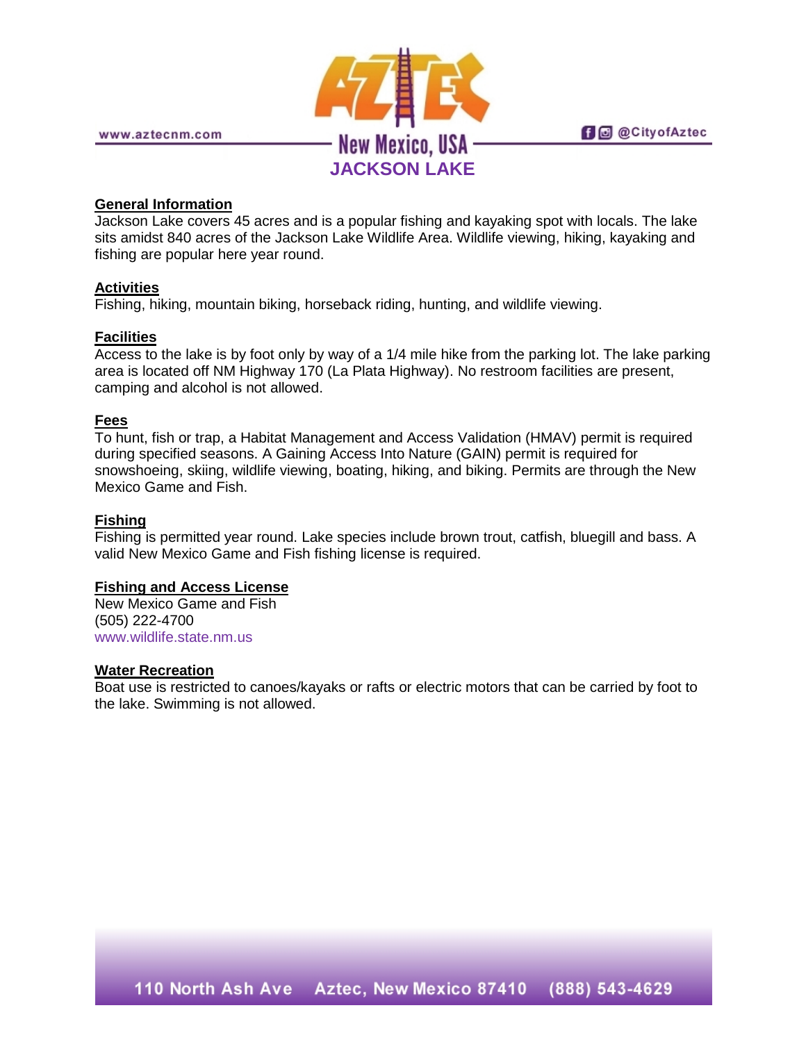www.aztecnm.com

AZTEC New Mexico, USA

@CityofAztec

# JACKSON LAKE

## General Information

Jackson Lake covers 45 acres and is a popular fishing and kayaking spot with locals. The lake sits amidst 840 acres of the Jackson Lake Wildlife Area. Wildlife viewing, hiking, kayaking and fishing are popular here year round.

## Activities

Fishing, hiking, mountain biking, horseback riding, hunting, and wildlife viewing.

## Facilities

Access to the lake is by foot only by way of a 1/4 mile hike from the parking lot. The lake parking area is located off NM Highway 170 (La Plata Highway). No restroom facilities are present, camping and alcohol is not allowed.

## Fees

To hunt, fish or trap, a Habitat Management and Access Validation (HMAV) permit is required during specified seasons. A Gaining Access Into Nature (GAIN) permit is required for snowshoeing, skiing, wildlife viewing, boating, hiking, and biking. Permits are through the New Mexico Game and Fish.

## Fishing

Fishing is permitted year round. Lake species include brown trout, catfish, bluegill and bass. A valid New Mexico Game and Fish fishing license is required.

## Fishing and Access License

New Mexico Game and Fish
(505) 222-4700
www.wildlife.state.nm.us

## Water Recreation

Boat use is restricted to canoes/kayaks or rafts or electric motors that can be carried by foot to the lake. Swimming is not allowed.

110 North Ash Ave Aztec, New Mexico 87410 (888) 543-4629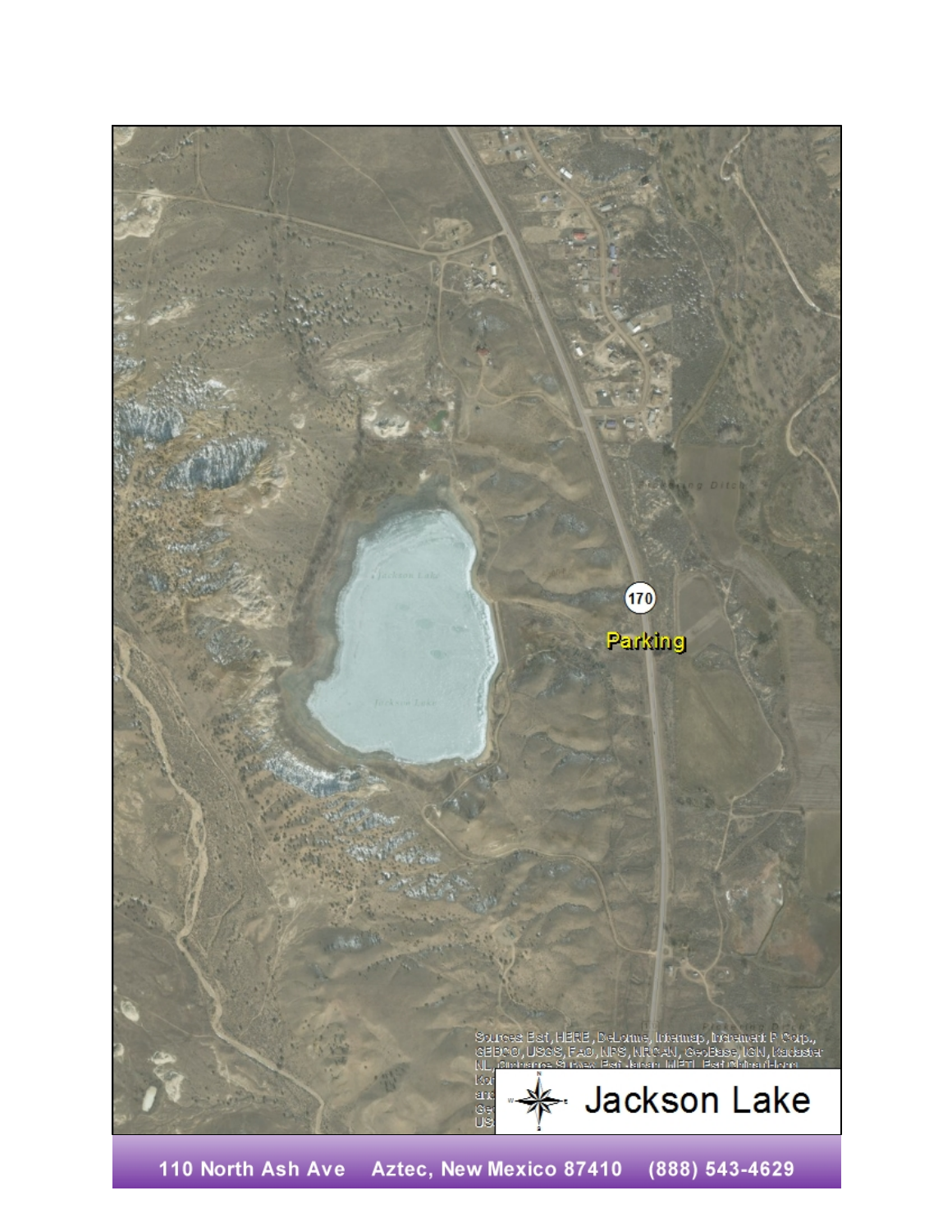170

Parking

Sources: Esri, HERE, DeLorme, Intermap, increment P Corp., GEBCO, USGS, FAO, NPS, NRCAN, GeoBase, IGN, Kadaster NL, Ordnance Survey, Esri Japan, METI, Esri China (Hong Kong)

# Jackson Lake